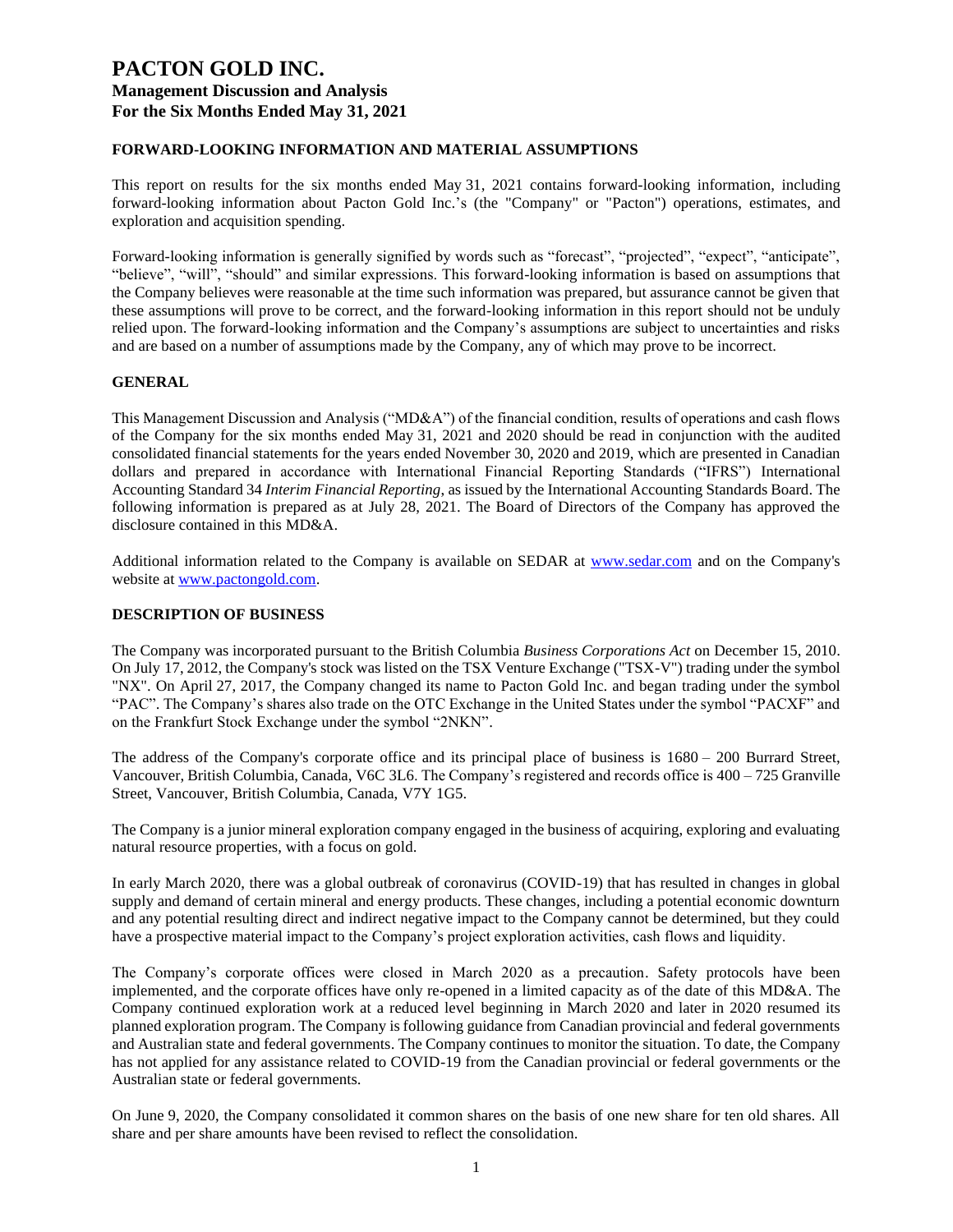# PACTON GOLD INC.
## Management Discussion and Analysis
## For the Six Months Ended May 31, 2021

### FORWARD-LOOKING INFORMATION AND MATERIAL ASSUMPTIONS

This report on results for the six months ended May 31, 2021 contains forward-looking information, including forward-looking information about Pacton Gold Inc.'s (the "Company" or "Pacton") operations, estimates, and exploration and acquisition spending.

Forward-looking information is generally signified by words such as "forecast", "projected", "expect", "anticipate", "believe", "will", "should" and similar expressions. This forward-looking information is based on assumptions that the Company believes were reasonable at the time such information was prepared, but assurance cannot be given that these assumptions will prove to be correct, and the forward-looking information in this report should not be unduly relied upon. The forward-looking information and the Company's assumptions are subject to uncertainties and risks and are based on a number of assumptions made by the Company, any of which may prove to be incorrect.

### GENERAL

This Management Discussion and Analysis ("MD&A") of the financial condition, results of operations and cash flows of the Company for the six months ended May 31, 2021 and 2020 should be read in conjunction with the audited consolidated financial statements for the years ended November 30, 2020 and 2019, which are presented in Canadian dollars and prepared in accordance with International Financial Reporting Standards ("IFRS") International Accounting Standard 34 *Interim Financial Reporting*, as issued by the International Accounting Standards Board. The following information is prepared as at July 28, 2021. The Board of Directors of the Company has approved the disclosure contained in this MD&A.

Additional information related to the Company is available on SEDAR at www.sedar.com and on the Company's website at www.pactongold.com.

### DESCRIPTION OF BUSINESS

The Company was incorporated pursuant to the British Columbia *Business Corporations Act* on December 15, 2010. On July 17, 2012, the Company's stock was listed on the TSX Venture Exchange ("TSX-V") trading under the symbol "NX". On April 27, 2017, the Company changed its name to Pacton Gold Inc. and began trading under the symbol "PAC". The Company's shares also trade on the OTC Exchange in the United States under the symbol "PACXF" and on the Frankfurt Stock Exchange under the symbol "2NKN".

The address of the Company's corporate office and its principal place of business is 1680 – 200 Burrard Street, Vancouver, British Columbia, Canada, V6C 3L6. The Company's registered and records office is 400 – 725 Granville Street, Vancouver, British Columbia, Canada, V7Y 1G5.

The Company is a junior mineral exploration company engaged in the business of acquiring, exploring and evaluating natural resource properties, with a focus on gold.

In early March 2020, there was a global outbreak of coronavirus (COVID-19) that has resulted in changes in global supply and demand of certain mineral and energy products. These changes, including a potential economic downturn and any potential resulting direct and indirect negative impact to the Company cannot be determined, but they could have a prospective material impact to the Company's project exploration activities, cash flows and liquidity.

The Company's corporate offices were closed in March 2020 as a precaution. Safety protocols have been implemented, and the corporate offices have only re-opened in a limited capacity as of the date of this MD&A. The Company continued exploration work at a reduced level beginning in March 2020 and later in 2020 resumed its planned exploration program. The Company is following guidance from Canadian provincial and federal governments and Australian state and federal governments. The Company continues to monitor the situation. To date, the Company has not applied for any assistance related to COVID-19 from the Canadian provincial or federal governments or the Australian state or federal governments.

On June 9, 2020, the Company consolidated it common shares on the basis of one new share for ten old shares. All share and per share amounts have been revised to reflect the consolidation.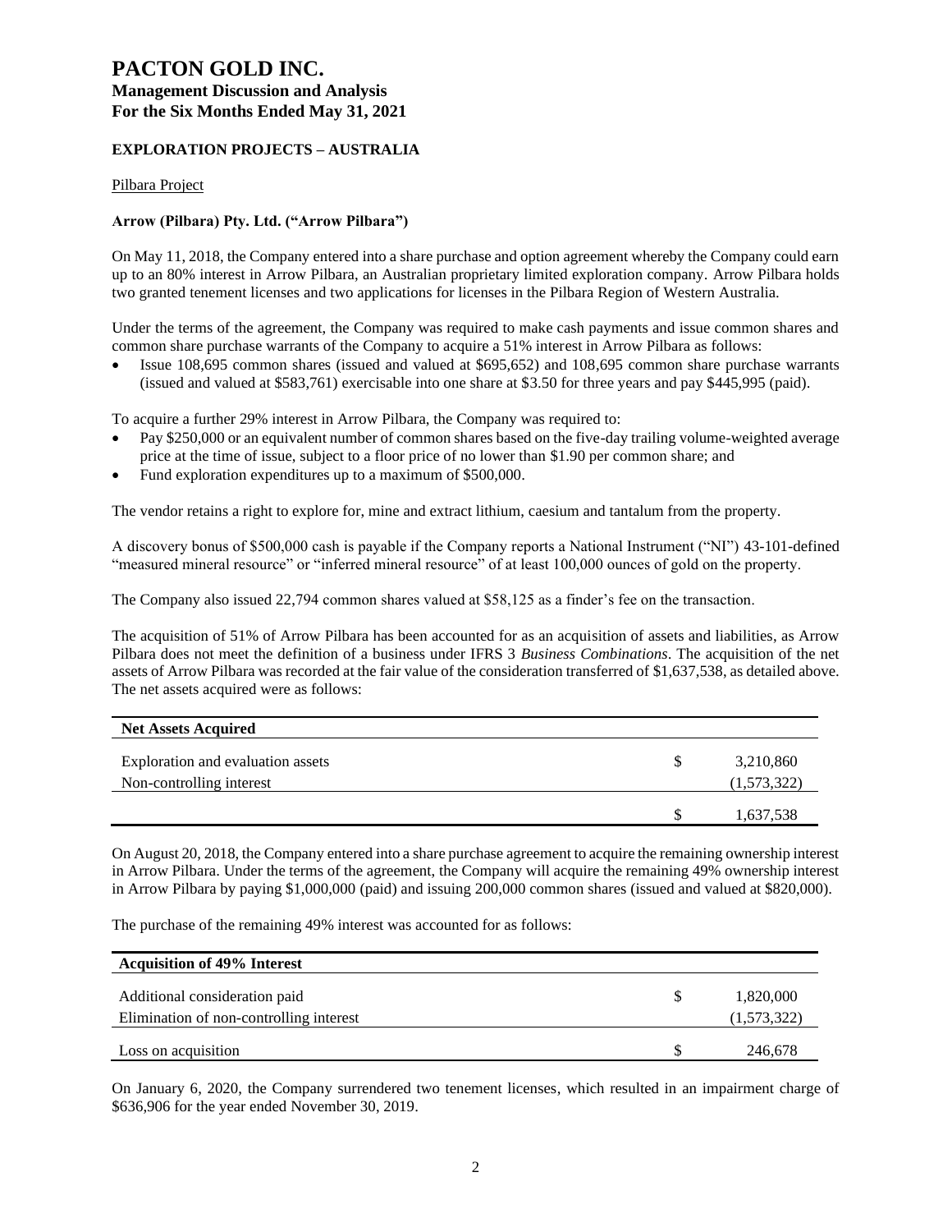# PACTON GOLD INC.

## Management Discussion and Analysis
## For the Six Months Ended May 31, 2021

### EXPLORATION PROJECTS – AUSTRALIA

Pilbara Project

**Arrow (Pilbara) Pty. Ltd. ("Arrow Pilbara")**

On May 11, 2018, the Company entered into a share purchase and option agreement whereby the Company could earn up to an 80% interest in Arrow Pilbara, an Australian proprietary limited exploration company. Arrow Pilbara holds two granted tenement licenses and two applications for licenses in the Pilbara Region of Western Australia.

Under the terms of the agreement, the Company was required to make cash payments and issue common shares and common share purchase warrants of the Company to acquire a 51% interest in Arrow Pilbara as follows:

- Issue 108,695 common shares (issued and valued at $695,652) and 108,695 common share purchase warrants (issued and valued at $583,761) exercisable into one share at $3.50 for three years and pay $445,995 (paid).

To acquire a further 29% interest in Arrow Pilbara, the Company was required to:

- Pay $250,000 or an equivalent number of common shares based on the five-day trailing volume-weighted average price at the time of issue, subject to a floor price of no lower than $1.90 per common share; and
- Fund exploration expenditures up to a maximum of $500,000.

The vendor retains a right to explore for, mine and extract lithium, caesium and tantalum from the property.

A discovery bonus of $500,000 cash is payable if the Company reports a National Instrument ("NI") 43-101-defined "measured mineral resource" or "inferred mineral resource" of at least 100,000 ounces of gold on the property.

The Company also issued 22,794 common shares valued at $58,125 as a finder's fee on the transaction.

The acquisition of 51% of Arrow Pilbara has been accounted for as an acquisition of assets and liabilities, as Arrow Pilbara does not meet the definition of a business under IFRS 3 *Business Combinations*. The acquisition of the net assets of Arrow Pilbara was recorded at the fair value of the consideration transferred of $1,637,538, as detailed above. The net assets acquired were as follows:

| Net Assets Acquired | | |
|---|---|---|
| Exploration and evaluation assets | $ | 3,210,860 |
| Non-controlling interest | | (1,573,322) |
| | $ | 1,637,538 |

On August 20, 2018, the Company entered into a share purchase agreement to acquire the remaining ownership interest in Arrow Pilbara. Under the terms of the agreement, the Company will acquire the remaining 49% ownership interest in Arrow Pilbara by paying $1,000,000 (paid) and issuing 200,000 common shares (issued and valued at $820,000).

The purchase of the remaining 49% interest was accounted for as follows:

| Acquisition of 49% Interest | | |
|---|---|---|
| Additional consideration paid | $ | 1,820,000 |
| Elimination of non-controlling interest | | (1,573,322) |
| Loss on acquisition | $ | 246,678 |

On January 6, 2020, the Company surrendered two tenement licenses, which resulted in an impairment charge of $636,906 for the year ended November 30, 2019.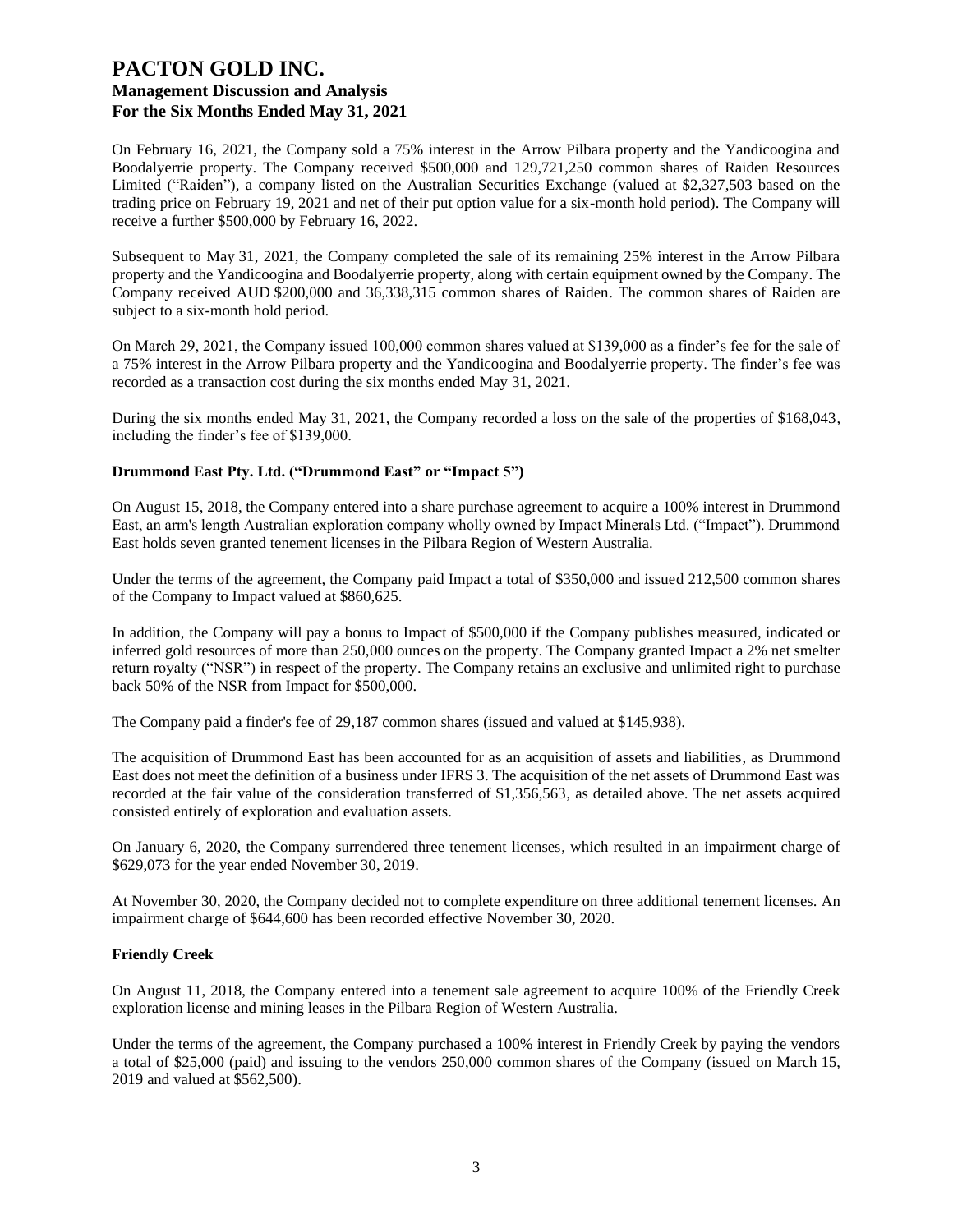On February 16, 2021, the Company sold a 75% interest in the Arrow Pilbara property and the Yandicoogina and Boodalyerrie property. The Company received $500,000 and 129,721,250 common shares of Raiden Resources Limited ("Raiden"), a company listed on the Australian Securities Exchange (valued at $2,327,503 based on the trading price on February 19, 2021 and net of their put option value for a six-month hold period). The Company will receive a further $500,000 by February 16, 2022.

Subsequent to May 31, 2021, the Company completed the sale of its remaining 25% interest in the Arrow Pilbara property and the Yandicoogina and Boodalyerrie property, along with certain equipment owned by the Company. The Company received AUD $200,000 and 36,338,315 common shares of Raiden. The common shares of Raiden are subject to a six-month hold period.

On March 29, 2021, the Company issued 100,000 common shares valued at $139,000 as a finder's fee for the sale of a 75% interest in the Arrow Pilbara property and the Yandicoogina and Boodalyerrie property. The finder's fee was recorded as a transaction cost during the six months ended May 31, 2021.

During the six months ended May 31, 2021, the Company recorded a loss on the sale of the properties of $168,043, including the finder's fee of $139,000.

**Drummond East Pty. Ltd. ("Drummond East" or "Impact 5")**

On August 15, 2018, the Company entered into a share purchase agreement to acquire a 100% interest in Drummond East, an arm's length Australian exploration company wholly owned by Impact Minerals Ltd. ("Impact"). Drummond East holds seven granted tenement licenses in the Pilbara Region of Western Australia.

Under the terms of the agreement, the Company paid Impact a total of $350,000 and issued 212,500 common shares of the Company to Impact valued at $860,625.

In addition, the Company will pay a bonus to Impact of $500,000 if the Company publishes measured, indicated or inferred gold resources of more than 250,000 ounces on the property. The Company granted Impact a 2% net smelter return royalty ("NSR") in respect of the property. The Company retains an exclusive and unlimited right to purchase back 50% of the NSR from Impact for $500,000.

The Company paid a finder's fee of 29,187 common shares (issued and valued at $145,938).

The acquisition of Drummond East has been accounted for as an acquisition of assets and liabilities, as Drummond East does not meet the definition of a business under IFRS 3. The acquisition of the net assets of Drummond East was recorded at the fair value of the consideration transferred of $1,356,563, as detailed above. The net assets acquired consisted entirely of exploration and evaluation assets.

On January 6, 2020, the Company surrendered three tenement licenses, which resulted in an impairment charge of $629,073 for the year ended November 30, 2019.

At November 30, 2020, the Company decided not to complete expenditure on three additional tenement licenses. An impairment charge of $644,600 has been recorded effective November 30, 2020.

**Friendly Creek**

On August 11, 2018, the Company entered into a tenement sale agreement to acquire 100% of the Friendly Creek exploration license and mining leases in the Pilbara Region of Western Australia.

Under the terms of the agreement, the Company purchased a 100% interest in Friendly Creek by paying the vendors a total of $25,000 (paid) and issuing to the vendors 250,000 common shares of the Company (issued on March 15, 2019 and valued at $562,500).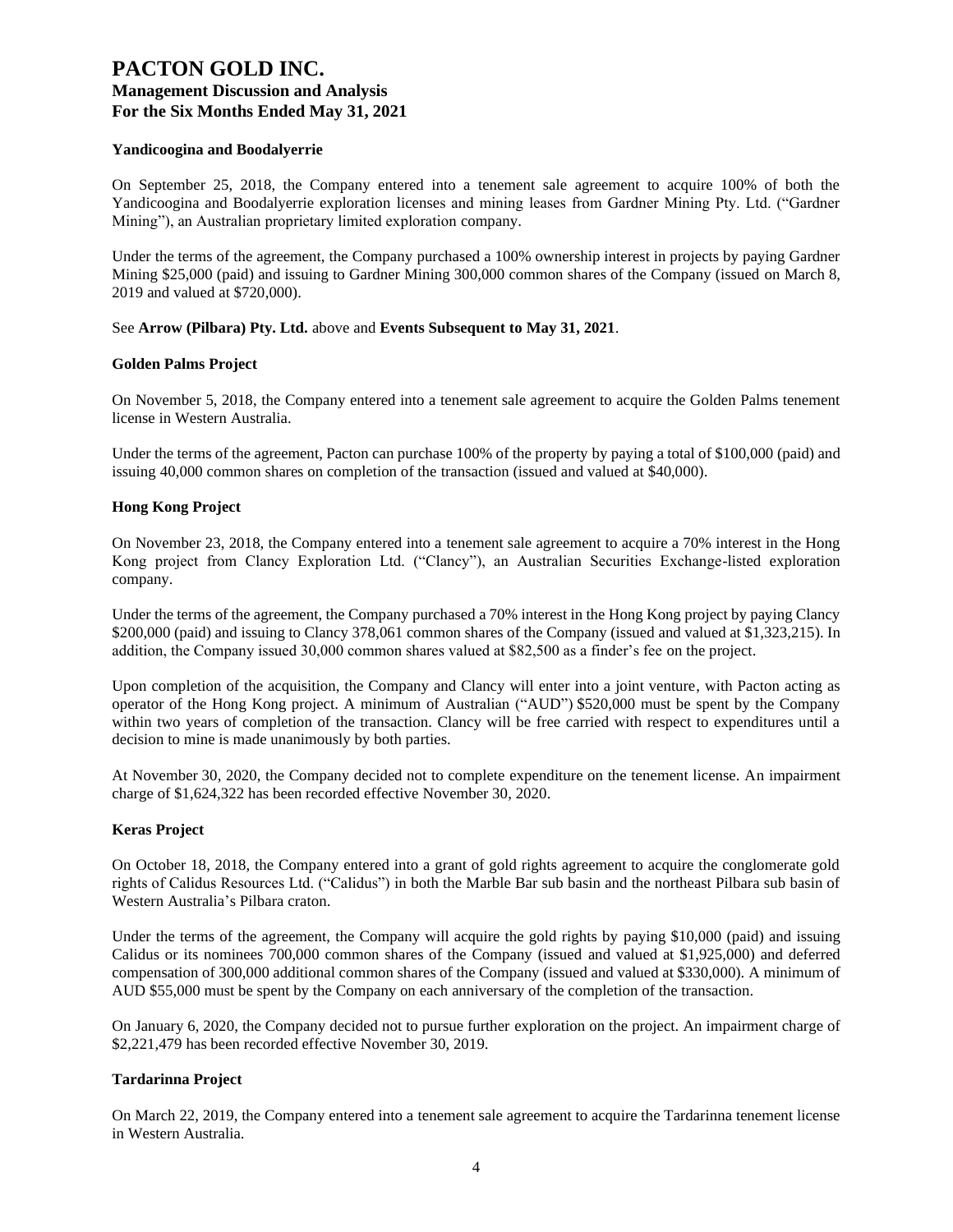### Yandicoogina and Boodalyerrie

On September 25, 2018, the Company entered into a tenement sale agreement to acquire 100% of both the Yandicoogina and Boodalyerrie exploration licenses and mining leases from Gardner Mining Pty. Ltd. ("Gardner Mining"), an Australian proprietary limited exploration company.

Under the terms of the agreement, the Company purchased a 100% ownership interest in projects by paying Gardner Mining $25,000 (paid) and issuing to Gardner Mining 300,000 common shares of the Company (issued on March 8, 2019 and valued at $720,000).

See **Arrow (Pilbara) Pty. Ltd.** above and **Events Subsequent to May 31, 2021**.

### Golden Palms Project

On November 5, 2018, the Company entered into a tenement sale agreement to acquire the Golden Palms tenement license in Western Australia.

Under the terms of the agreement, Pacton can purchase 100% of the property by paying a total of $100,000 (paid) and issuing 40,000 common shares on completion of the transaction (issued and valued at $40,000).

### Hong Kong Project

On November 23, 2018, the Company entered into a tenement sale agreement to acquire a 70% interest in the Hong Kong project from Clancy Exploration Ltd. ("Clancy"), an Australian Securities Exchange-listed exploration company.

Under the terms of the agreement, the Company purchased a 70% interest in the Hong Kong project by paying Clancy $200,000 (paid) and issuing to Clancy 378,061 common shares of the Company (issued and valued at $1,323,215). In addition, the Company issued 30,000 common shares valued at $82,500 as a finder's fee on the project.

Upon completion of the acquisition, the Company and Clancy will enter into a joint venture, with Pacton acting as operator of the Hong Kong project. A minimum of Australian ("AUD") $520,000 must be spent by the Company within two years of completion of the transaction. Clancy will be free carried with respect to expenditures until a decision to mine is made unanimously by both parties.

At November 30, 2020, the Company decided not to complete expenditure on the tenement license. An impairment charge of $1,624,322 has been recorded effective November 30, 2020.

### Keras Project

On October 18, 2018, the Company entered into a grant of gold rights agreement to acquire the conglomerate gold rights of Calidus Resources Ltd. ("Calidus") in both the Marble Bar sub basin and the northeast Pilbara sub basin of Western Australia's Pilbara craton.

Under the terms of the agreement, the Company will acquire the gold rights by paying $10,000 (paid) and issuing Calidus or its nominees 700,000 common shares of the Company (issued and valued at $1,925,000) and deferred compensation of 300,000 additional common shares of the Company (issued and valued at $330,000). A minimum of AUD $55,000 must be spent by the Company on each anniversary of the completion of the transaction.

On January 6, 2020, the Company decided not to pursue further exploration on the project. An impairment charge of $2,221,479 has been recorded effective November 30, 2019.

### Tardarinna Project

On March 22, 2019, the Company entered into a tenement sale agreement to acquire the Tardarinna tenement license in Western Australia.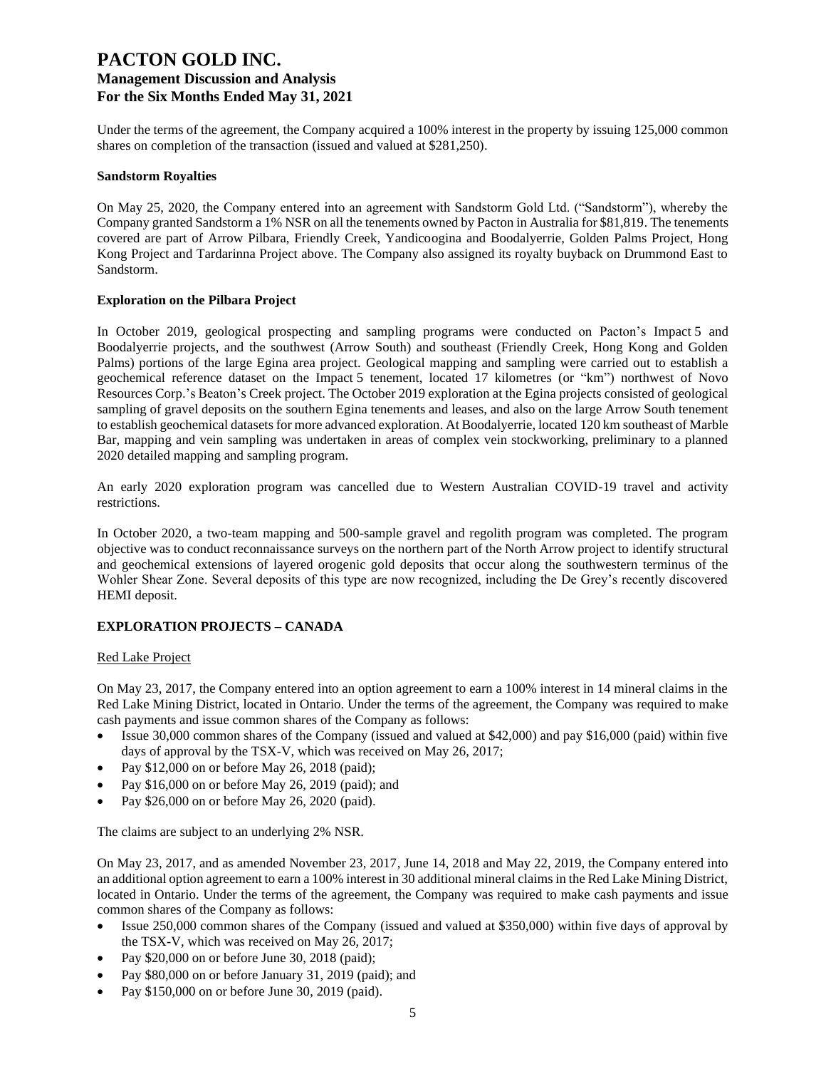Under the terms of the agreement, the Company acquired a 100% interest in the property by issuing 125,000 common shares on completion of the transaction (issued and valued at $281,250).

**Sandstorm Royalties**

On May 25, 2020, the Company entered into an agreement with Sandstorm Gold Ltd. ("Sandstorm"), whereby the Company granted Sandstorm a 1% NSR on all the tenements owned by Pacton in Australia for $81,819. The tenements covered are part of Arrow Pilbara, Friendly Creek, Yandicoogina and Boodalyerrie, Golden Palms Project, Hong Kong Project and Tardarinna Project above. The Company also assigned its royalty buyback on Drummond East to Sandstorm.

**Exploration on the Pilbara Project**

In October 2019, geological prospecting and sampling programs were conducted on Pacton's Impact 5 and Boodalyerrie projects, and the southwest (Arrow South) and southeast (Friendly Creek, Hong Kong and Golden Palms) portions of the large Egina area project. Geological mapping and sampling were carried out to establish a geochemical reference dataset on the Impact 5 tenement, located 17 kilometres (or "km") northwest of Novo Resources Corp.'s Beaton's Creek project. The October 2019 exploration at the Egina projects consisted of geological sampling of gravel deposits on the southern Egina tenements and leases, and also on the large Arrow South tenement to establish geochemical datasets for more advanced exploration. At Boodalyerrie, located 120 km southeast of Marble Bar, mapping and vein sampling was undertaken in areas of complex vein stockworking, preliminary to a planned 2020 detailed mapping and sampling program.

An early 2020 exploration program was cancelled due to Western Australian COVID-19 travel and activity restrictions.

In October 2020, a two-team mapping and 500-sample gravel and regolith program was completed. The program objective was to conduct reconnaissance surveys on the northern part of the North Arrow project to identify structural and geochemical extensions of layered orogenic gold deposits that occur along the southwestern terminus of the Wohler Shear Zone. Several deposits of this type are now recognized, including the De Grey's recently discovered HEMI deposit.

## EXPLORATION PROJECTS – CANADA

Red Lake Project

On May 23, 2017, the Company entered into an option agreement to earn a 100% interest in 14 mineral claims in the Red Lake Mining District, located in Ontario. Under the terms of the agreement, the Company was required to make cash payments and issue common shares of the Company as follows:

- Issue 30,000 common shares of the Company (issued and valued at $42,000) and pay $16,000 (paid) within five days of approval by the TSX-V, which was received on May 26, 2017;
- Pay $12,000 on or before May 26, 2018 (paid);
- Pay $16,000 on or before May 26, 2019 (paid); and
- Pay $26,000 on or before May 26, 2020 (paid).

The claims are subject to an underlying 2% NSR.

On May 23, 2017, and as amended November 23, 2017, June 14, 2018 and May 22, 2019, the Company entered into an additional option agreement to earn a 100% interest in 30 additional mineral claims in the Red Lake Mining District, located in Ontario. Under the terms of the agreement, the Company was required to make cash payments and issue common shares of the Company as follows:

- Issue 250,000 common shares of the Company (issued and valued at $350,000) within five days of approval by the TSX-V, which was received on May 26, 2017;
- Pay $20,000 on or before June 30, 2018 (paid);
- Pay $80,000 on or before January 31, 2019 (paid); and
- Pay $150,000 on or before June 30, 2019 (paid).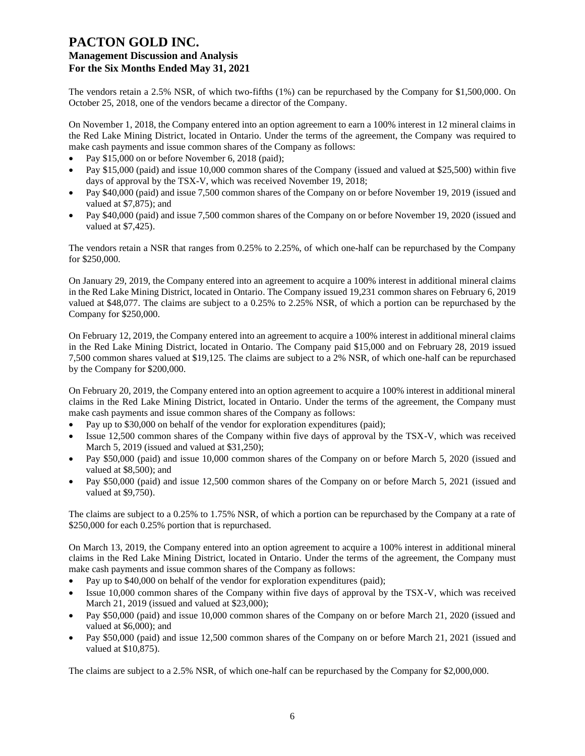The vendors retain a 2.5% NSR, of which two-fifths (1%) can be repurchased by the Company for $1,500,000. On October 25, 2018, one of the vendors became a director of the Company.

On November 1, 2018, the Company entered into an option agreement to earn a 100% interest in 12 mineral claims in the Red Lake Mining District, located in Ontario. Under the terms of the agreement, the Company was required to make cash payments and issue common shares of the Company as follows:

- Pay $15,000 on or before November 6, 2018 (paid);
- Pay $15,000 (paid) and issue 10,000 common shares of the Company (issued and valued at $25,500) within five days of approval by the TSX-V, which was received November 19, 2018;
- Pay $40,000 (paid) and issue 7,500 common shares of the Company on or before November 19, 2019 (issued and valued at $7,875); and
- Pay $40,000 (paid) and issue 7,500 common shares of the Company on or before November 19, 2020 (issued and valued at $7,425).

The vendors retain a NSR that ranges from 0.25% to 2.25%, of which one-half can be repurchased by the Company for $250,000.

On January 29, 2019, the Company entered into an agreement to acquire a 100% interest in additional mineral claims in the Red Lake Mining District, located in Ontario. The Company issued 19,231 common shares on February 6, 2019 valued at $48,077. The claims are subject to a 0.25% to 2.25% NSR, of which a portion can be repurchased by the Company for $250,000.

On February 12, 2019, the Company entered into an agreement to acquire a 100% interest in additional mineral claims in the Red Lake Mining District, located in Ontario. The Company paid $15,000 and on February 28, 2019 issued 7,500 common shares valued at $19,125. The claims are subject to a 2% NSR, of which one-half can be repurchased by the Company for $200,000.

On February 20, 2019, the Company entered into an option agreement to acquire a 100% interest in additional mineral claims in the Red Lake Mining District, located in Ontario. Under the terms of the agreement, the Company must make cash payments and issue common shares of the Company as follows:

- Pay up to $30,000 on behalf of the vendor for exploration expenditures (paid);
- Issue 12,500 common shares of the Company within five days of approval by the TSX-V, which was received March 5, 2019 (issued and valued at $31,250);
- Pay $50,000 (paid) and issue 10,000 common shares of the Company on or before March 5, 2020 (issued and valued at $8,500); and
- Pay $50,000 (paid) and issue 12,500 common shares of the Company on or before March 5, 2021 (issued and valued at $9,750).

The claims are subject to a 0.25% to 1.75% NSR, of which a portion can be repurchased by the Company at a rate of $250,000 for each 0.25% portion that is repurchased.

On March 13, 2019, the Company entered into an option agreement to acquire a 100% interest in additional mineral claims in the Red Lake Mining District, located in Ontario. Under the terms of the agreement, the Company must make cash payments and issue common shares of the Company as follows:

- Pay up to $40,000 on behalf of the vendor for exploration expenditures (paid);
- Issue 10,000 common shares of the Company within five days of approval by the TSX-V, which was received March 21, 2019 (issued and valued at $23,000);
- Pay $50,000 (paid) and issue 10,000 common shares of the Company on or before March 21, 2020 (issued and valued at $6,000); and
- Pay $50,000 (paid) and issue 12,500 common shares of the Company on or before March 21, 2021 (issued and valued at $10,875).

The claims are subject to a 2.5% NSR, of which one-half can be repurchased by the Company for $2,000,000.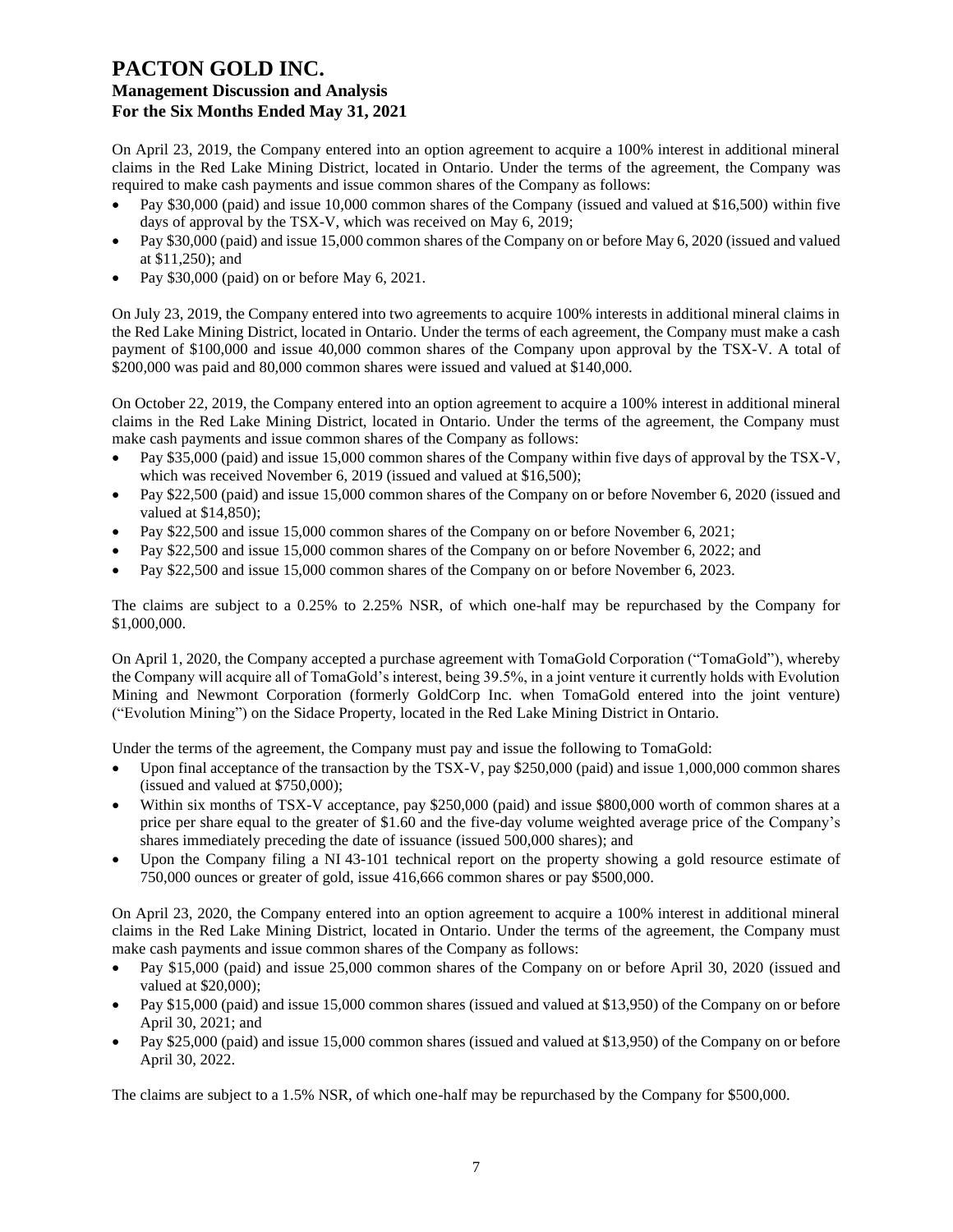On April 23, 2019, the Company entered into an option agreement to acquire a 100% interest in additional mineral claims in the Red Lake Mining District, located in Ontario. Under the terms of the agreement, the Company was required to make cash payments and issue common shares of the Company as follows:

- Pay $30,000 (paid) and issue 10,000 common shares of the Company (issued and valued at $16,500) within five days of approval by the TSX-V, which was received on May 6, 2019;
- Pay $30,000 (paid) and issue 15,000 common shares of the Company on or before May 6, 2020 (issued and valued at $11,250); and
- Pay $30,000 (paid) on or before May 6, 2021.

On July 23, 2019, the Company entered into two agreements to acquire 100% interests in additional mineral claims in the Red Lake Mining District, located in Ontario. Under the terms of each agreement, the Company must make a cash payment of $100,000 and issue 40,000 common shares of the Company upon approval by the TSX-V. A total of $200,000 was paid and 80,000 common shares were issued and valued at $140,000.

On October 22, 2019, the Company entered into an option agreement to acquire a 100% interest in additional mineral claims in the Red Lake Mining District, located in Ontario. Under the terms of the agreement, the Company must make cash payments and issue common shares of the Company as follows:

- Pay $35,000 (paid) and issue 15,000 common shares of the Company within five days of approval by the TSX-V, which was received November 6, 2019 (issued and valued at $16,500);
- Pay $22,500 (paid) and issue 15,000 common shares of the Company on or before November 6, 2020 (issued and valued at $14,850);
- Pay $22,500 and issue 15,000 common shares of the Company on or before November 6, 2021;
- Pay $22,500 and issue 15,000 common shares of the Company on or before November 6, 2022; and
- Pay $22,500 and issue 15,000 common shares of the Company on or before November 6, 2023.

The claims are subject to a 0.25% to 2.25% NSR, of which one-half may be repurchased by the Company for $1,000,000.

On April 1, 2020, the Company accepted a purchase agreement with TomaGold Corporation ("TomaGold"), whereby the Company will acquire all of TomaGold's interest, being 39.5%, in a joint venture it currently holds with Evolution Mining and Newmont Corporation (formerly GoldCorp Inc. when TomaGold entered into the joint venture) ("Evolution Mining") on the Sidace Property, located in the Red Lake Mining District in Ontario.

Under the terms of the agreement, the Company must pay and issue the following to TomaGold:

- Upon final acceptance of the transaction by the TSX-V, pay $250,000 (paid) and issue 1,000,000 common shares (issued and valued at $750,000);
- Within six months of TSX-V acceptance, pay $250,000 (paid) and issue $800,000 worth of common shares at a price per share equal to the greater of $1.60 and the five-day volume weighted average price of the Company's shares immediately preceding the date of issuance (issued 500,000 shares); and
- Upon the Company filing a NI 43-101 technical report on the property showing a gold resource estimate of 750,000 ounces or greater of gold, issue 416,666 common shares or pay $500,000.

On April 23, 2020, the Company entered into an option agreement to acquire a 100% interest in additional mineral claims in the Red Lake Mining District, located in Ontario. Under the terms of the agreement, the Company must make cash payments and issue common shares of the Company as follows:

- Pay $15,000 (paid) and issue 25,000 common shares of the Company on or before April 30, 2020 (issued and valued at $20,000);
- Pay $15,000 (paid) and issue 15,000 common shares (issued and valued at $13,950) of the Company on or before April 30, 2021; and
- Pay $25,000 (paid) and issue 15,000 common shares (issued and valued at $13,950) of the Company on or before April 30, 2022.

The claims are subject to a 1.5% NSR, of which one-half may be repurchased by the Company for $500,000.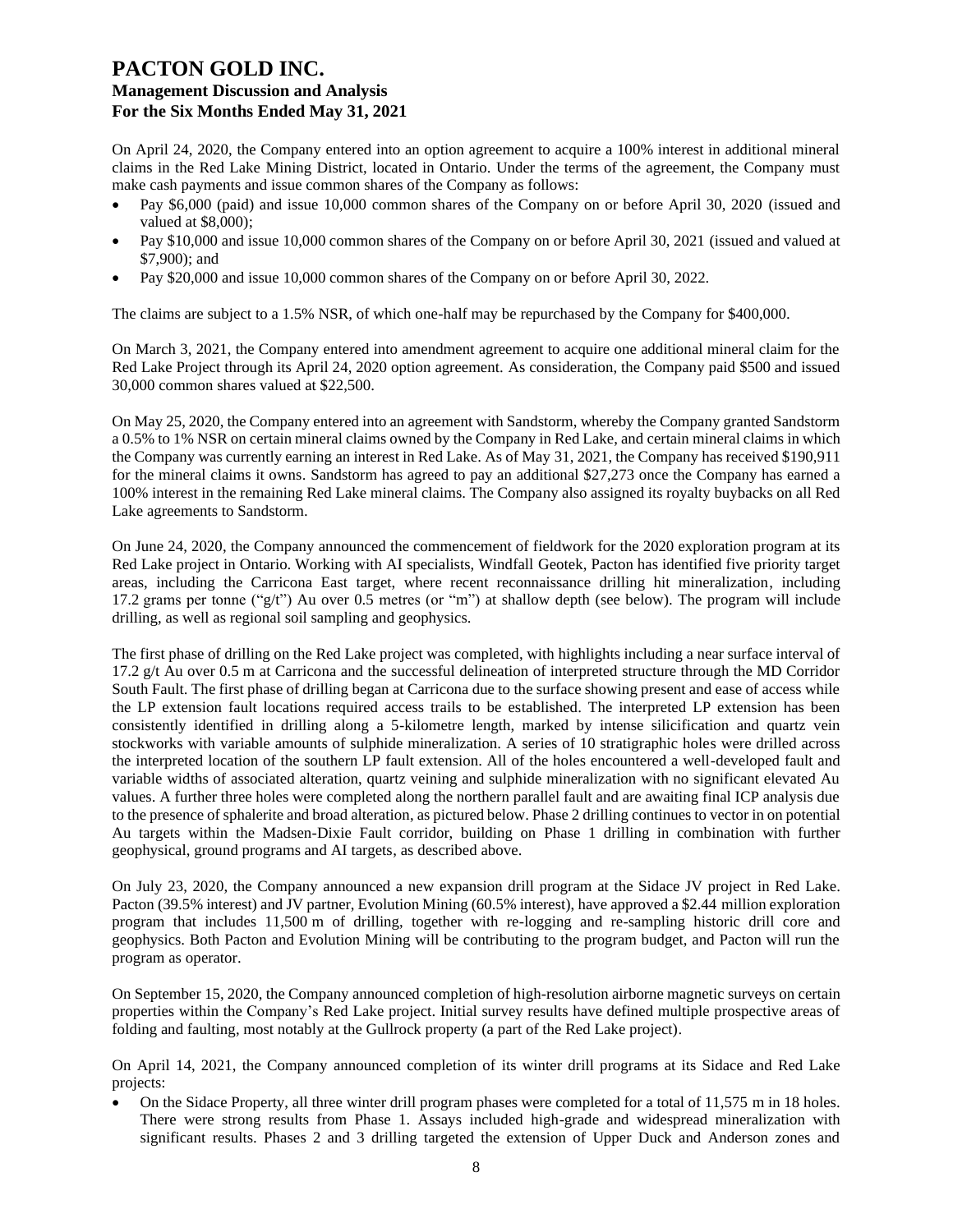On April 24, 2020, the Company entered into an option agreement to acquire a 100% interest in additional mineral claims in the Red Lake Mining District, located in Ontario. Under the terms of the agreement, the Company must make cash payments and issue common shares of the Company as follows:

- Pay $6,000 (paid) and issue 10,000 common shares of the Company on or before April 30, 2020 (issued and valued at $8,000);
- Pay $10,000 and issue 10,000 common shares of the Company on or before April 30, 2021 (issued and valued at $7,900); and
- Pay $20,000 and issue 10,000 common shares of the Company on or before April 30, 2022.

The claims are subject to a 1.5% NSR, of which one-half may be repurchased by the Company for $400,000.

On March 3, 2021, the Company entered into amendment agreement to acquire one additional mineral claim for the Red Lake Project through its April 24, 2020 option agreement. As consideration, the Company paid $500 and issued 30,000 common shares valued at $22,500.

On May 25, 2020, the Company entered into an agreement with Sandstorm, whereby the Company granted Sandstorm a 0.5% to 1% NSR on certain mineral claims owned by the Company in Red Lake, and certain mineral claims in which the Company was currently earning an interest in Red Lake. As of May 31, 2021, the Company has received $190,911 for the mineral claims it owns. Sandstorm has agreed to pay an additional $27,273 once the Company has earned a 100% interest in the remaining Red Lake mineral claims. The Company also assigned its royalty buybacks on all Red Lake agreements to Sandstorm.

On June 24, 2020, the Company announced the commencement of fieldwork for the 2020 exploration program at its Red Lake project in Ontario. Working with AI specialists, Windfall Geotek, Pacton has identified five priority target areas, including the Carricona East target, where recent reconnaissance drilling hit mineralization, including 17.2 grams per tonne ("g/t") Au over 0.5 metres (or "m") at shallow depth (see below). The program will include drilling, as well as regional soil sampling and geophysics.

The first phase of drilling on the Red Lake project was completed, with highlights including a near surface interval of 17.2 g/t Au over 0.5 m at Carricona and the successful delineation of interpreted structure through the MD Corridor South Fault. The first phase of drilling began at Carricona due to the surface showing present and ease of access while the LP extension fault locations required access trails to be established. The interpreted LP extension has been consistently identified in drilling along a 5-kilometre length, marked by intense silicification and quartz vein stockworks with variable amounts of sulphide mineralization. A series of 10 stratigraphic holes were drilled across the interpreted location of the southern LP fault extension. All of the holes encountered a well-developed fault and variable widths of associated alteration, quartz veining and sulphide mineralization with no significant elevated Au values. A further three holes were completed along the northern parallel fault and are awaiting final ICP analysis due to the presence of sphalerite and broad alteration, as pictured below. Phase 2 drilling continues to vector in on potential Au targets within the Madsen-Dixie Fault corridor, building on Phase 1 drilling in combination with further geophysical, ground programs and AI targets, as described above.

On July 23, 2020, the Company announced a new expansion drill program at the Sidace JV project in Red Lake. Pacton (39.5% interest) and JV partner, Evolution Mining (60.5% interest), have approved a $2.44 million exploration program that includes 11,500 m of drilling, together with re-logging and re-sampling historic drill core and geophysics. Both Pacton and Evolution Mining will be contributing to the program budget, and Pacton will run the program as operator.

On September 15, 2020, the Company announced completion of high-resolution airborne magnetic surveys on certain properties within the Company's Red Lake project. Initial survey results have defined multiple prospective areas of folding and faulting, most notably at the Gullrock property (a part of the Red Lake project).

On April 14, 2021, the Company announced completion of its winter drill programs at its Sidace and Red Lake projects:

- On the Sidace Property, all three winter drill program phases were completed for a total of 11,575 m in 18 holes. There were strong results from Phase 1. Assays included high-grade and widespread mineralization with significant results. Phases 2 and 3 drilling targeted the extension of Upper Duck and Anderson zones and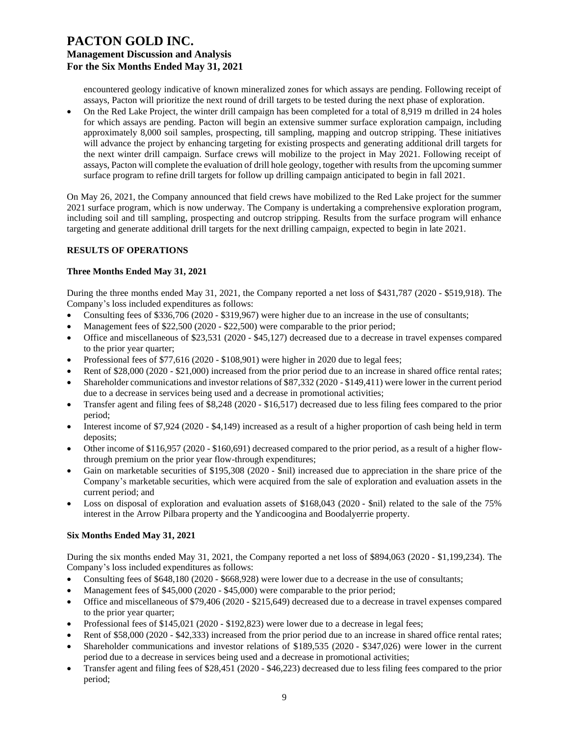encountered geology indicative of known mineralized zones for which assays are pending. Following receipt of assays, Pacton will prioritize the next round of drill targets to be tested during the next phase of exploration.

- On the Red Lake Project, the winter drill campaign has been completed for a total of 8,919 m drilled in 24 holes for which assays are pending. Pacton will begin an extensive summer surface exploration campaign, including approximately 8,000 soil samples, prospecting, till sampling, mapping and outcrop stripping. These initiatives will advance the project by enhancing targeting for existing prospects and generating additional drill targets for the next winter drill campaign. Surface crews will mobilize to the project in May 2021. Following receipt of assays, Pacton will complete the evaluation of drill hole geology, together with results from the upcoming summer surface program to refine drill targets for follow up drilling campaign anticipated to begin in fall 2021.

On May 26, 2021, the Company announced that field crews have mobilized to the Red Lake project for the summer 2021 surface program, which is now underway. The Company is undertaking a comprehensive exploration program, including soil and till sampling, prospecting and outcrop stripping. Results from the surface program will enhance targeting and generate additional drill targets for the next drilling campaign, expected to begin in late 2021.

## RESULTS OF OPERATIONS

### Three Months Ended May 31, 2021

During the three months ended May 31, 2021, the Company reported a net loss of $431,787 (2020 - $519,918). The Company's loss included expenditures as follows:

- Consulting fees of $336,706 (2020 - $319,967) were higher due to an increase in the use of consultants;
- Management fees of $22,500 (2020 - $22,500) were comparable to the prior period;
- Office and miscellaneous of $23,531 (2020 - $45,127) decreased due to a decrease in travel expenses compared to the prior year quarter;
- Professional fees of $77,616 (2020 - $108,901) were higher in 2020 due to legal fees;
- Rent of $28,000 (2020 - $21,000) increased from the prior period due to an increase in shared office rental rates;
- Shareholder communications and investor relations of $87,332 (2020 - $149,411) were lower in the current period due to a decrease in services being used and a decrease in promotional activities;
- Transfer agent and filing fees of $8,248 (2020 - $16,517) decreased due to less filing fees compared to the prior period;
- Interest income of $7,924 (2020 - $4,149) increased as a result of a higher proportion of cash being held in term deposits;
- Other income of $116,957 (2020 - $160,691) decreased compared to the prior period, as a result of a higher flow-through premium on the prior year flow-through expenditures;
- Gain on marketable securities of $195,308 (2020 - $nil) increased due to appreciation in the share price of the Company's marketable securities, which were acquired from the sale of exploration and evaluation assets in the current period; and
- Loss on disposal of exploration and evaluation assets of $168,043 (2020 - $nil) related to the sale of the 75% interest in the Arrow Pilbara property and the Yandicoogina and Boodalyerrie property.

### Six Months Ended May 31, 2021

During the six months ended May 31, 2021, the Company reported a net loss of $894,063 (2020 - $1,199,234). The Company's loss included expenditures as follows:

- Consulting fees of $648,180 (2020 - $668,928) were lower due to a decrease in the use of consultants;
- Management fees of $45,000 (2020 - $45,000) were comparable to the prior period;
- Office and miscellaneous of $79,406 (2020 - $215,649) decreased due to a decrease in travel expenses compared to the prior year quarter;
- Professional fees of $145,021 (2020 - $192,823) were lower due to a decrease in legal fees;
- Rent of $58,000 (2020 - $42,333) increased from the prior period due to an increase in shared office rental rates;
- Shareholder communications and investor relations of $189,535 (2020 - $347,026) were lower in the current period due to a decrease in services being used and a decrease in promotional activities;
- Transfer agent and filing fees of $28,451 (2020 - $46,223) decreased due to less filing fees compared to the prior period;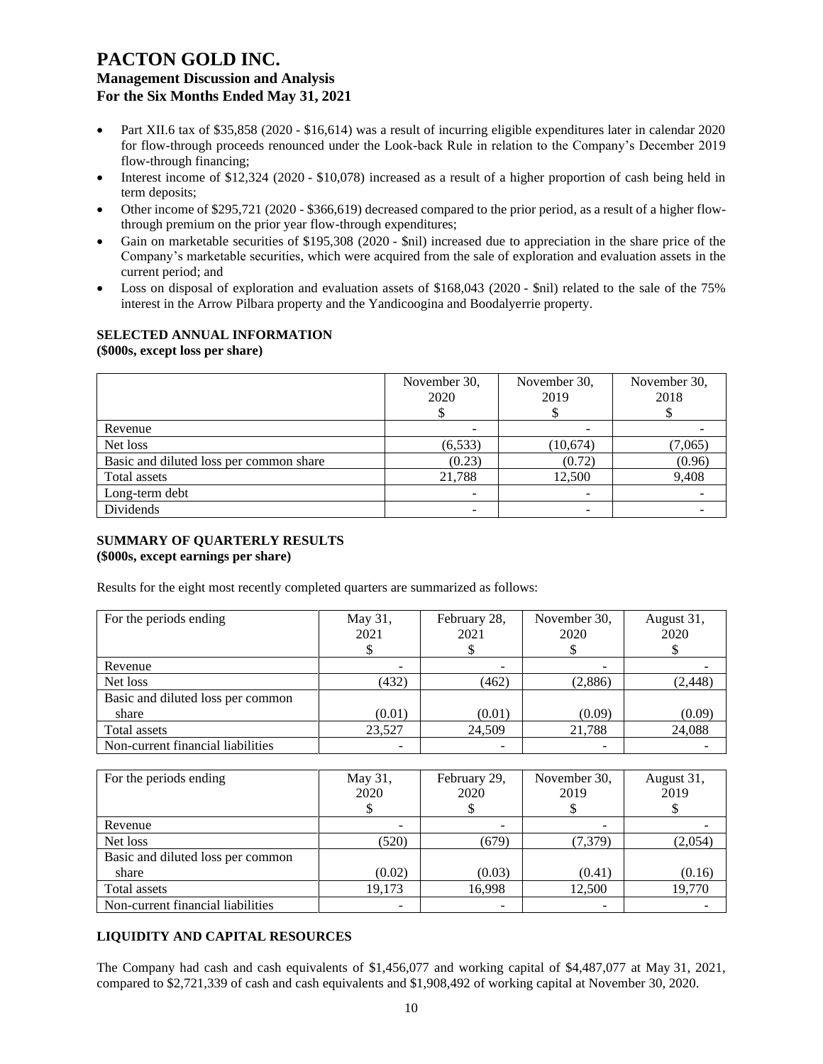- Part XII.6 tax of \$35,858 (2020 - \$16,614) was a result of incurring eligible expenditures later in calendar 2020 for flow-through proceeds renounced under the Look-back Rule in relation to the Company's December 2019 flow-through financing;
- Interest income of \$12,324 (2020 - \$10,078) increased as a result of a higher proportion of cash being held in term deposits;
- Other income of \$295,721 (2020 - \$366,619) decreased compared to the prior period, as a result of a higher flow-through premium on the prior year flow-through expenditures;
- Gain on marketable securities of \$195,308 (2020 - \$nil) increased due to appreciation in the share price of the Company's marketable securities, which were acquired from the sale of exploration and evaluation assets in the current period; and
- Loss on disposal of exploration and evaluation assets of \$168,043 (2020 - \$nil) related to the sale of the 75% interest in the Arrow Pilbara property and the Yandicoogina and Boodalyerrie property.

## SELECTED ANNUAL INFORMATION

**(\$000s, except loss per share)**

| | November 30, 2020 \$ | November 30, 2019 \$ | November 30, 2018 \$ |
|---|---|---|---|
| Revenue | - | - | - |
| Net loss | (6,533) | (10,674) | (7,065) |
| Basic and diluted loss per common share | (0.23) | (0.72) | (0.96) |
| Total assets | 21,788 | 12,500 | 9,408 |
| Long-term debt | - | - | - |
| Dividends | - | - | - |

## SUMMARY OF QUARTERLY RESULTS

**(\$000s, except earnings per share)**

Results for the eight most recently completed quarters are summarized as follows:

| For the periods ending | May 31, 2021 \$ | February 28, 2021 \$ | November 30, 2020 \$ | August 31, 2020 \$ |
|---|---|---|---|---|
| Revenue | - | - | - | - |
| Net loss | (432) | (462) | (2,886) | (2,448) |
| Basic and diluted loss per common share | (0.01) | (0.01) | (0.09) | (0.09) |
| Total assets | 23,527 | 24,509 | 21,788 | 24,088 |
| Non-current financial liabilities | - | - | - | - |

| For the periods ending | May 31, 2020 \$ | February 29, 2020 \$ | November 30, 2019 \$ | August 31, 2019 \$ |
|---|---|---|---|---|
| Revenue | - | - | - | - |
| Net loss | (520) | (679) | (7,379) | (2,054) |
| Basic and diluted loss per common share | (0.02) | (0.03) | (0.41) | (0.16) |
| Total assets | 19,173 | 16,998 | 12,500 | 19,770 |
| Non-current financial liabilities | - | - | - | - |

## LIQUIDITY AND CAPITAL RESOURCES

The Company had cash and cash equivalents of \$1,456,077 and working capital of \$4,487,077 at May 31, 2021, compared to \$2,721,339 of cash and cash equivalents and \$1,908,492 of working capital at November 30, 2020.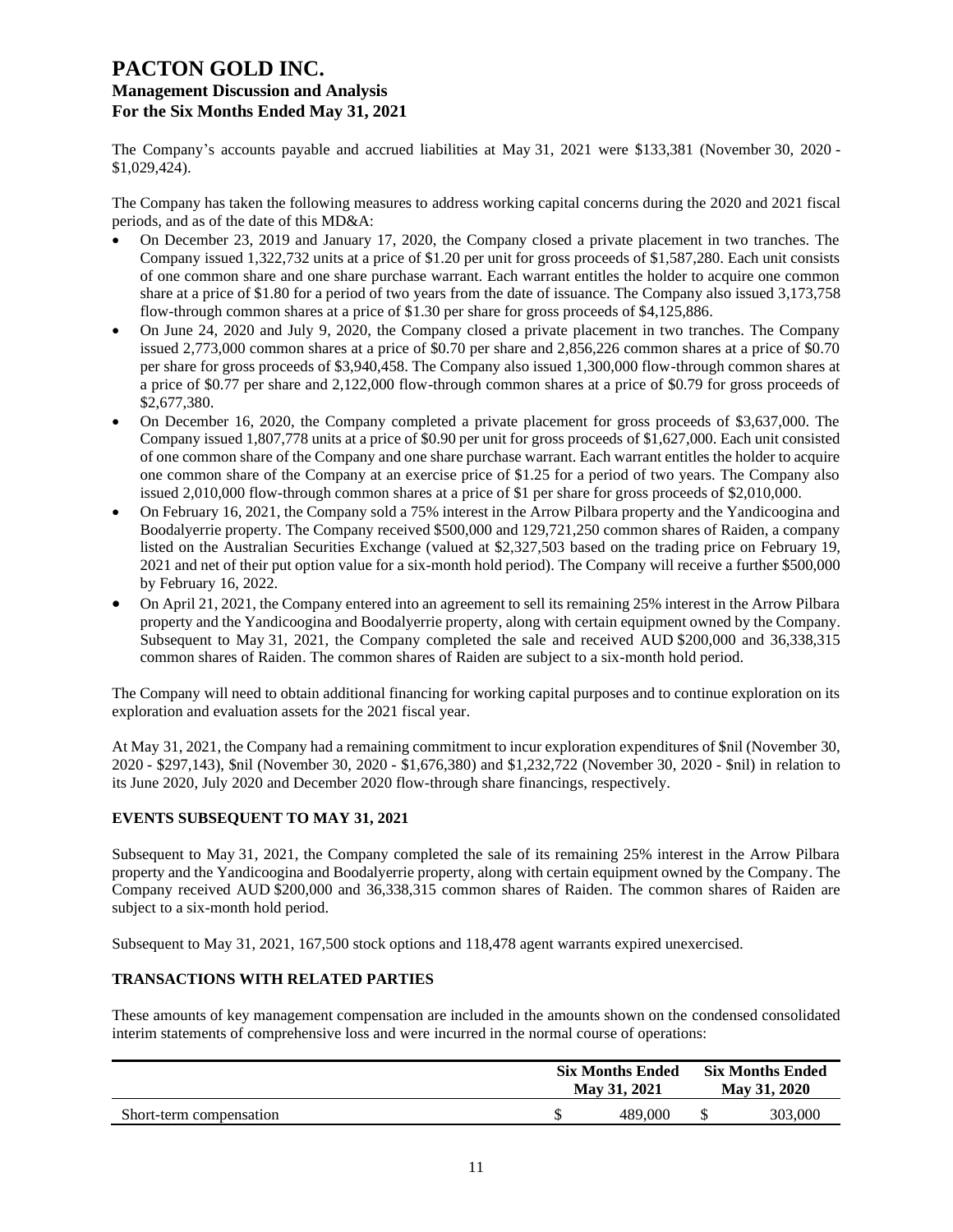The Company's accounts payable and accrued liabilities at May 31, 2021 were $133,381 (November 30, 2020 - $1,029,424).

The Company has taken the following measures to address working capital concerns during the 2020 and 2021 fiscal periods, and as of the date of this MD&A:

- On December 23, 2019 and January 17, 2020, the Company closed a private placement in two tranches. The Company issued 1,322,732 units at a price of $1.20 per unit for gross proceeds of $1,587,280. Each unit consists of one common share and one share purchase warrant. Each warrant entitles the holder to acquire one common share at a price of $1.80 for a period of two years from the date of issuance. The Company also issued 3,173,758 flow-through common shares at a price of $1.30 per share for gross proceeds of $4,125,886.
- On June 24, 2020 and July 9, 2020, the Company closed a private placement in two tranches. The Company issued 2,773,000 common shares at a price of $0.70 per share and 2,856,226 common shares at a price of $0.70 per share for gross proceeds of $3,940,458. The Company also issued 1,300,000 flow-through common shares at a price of $0.77 per share and 2,122,000 flow-through common shares at a price of $0.79 for gross proceeds of $2,677,380.
- On December 16, 2020, the Company completed a private placement for gross proceeds of $3,637,000. The Company issued 1,807,778 units at a price of $0.90 per unit for gross proceeds of $1,627,000. Each unit consisted of one common share of the Company and one share purchase warrant. Each warrant entitles the holder to acquire one common share of the Company at an exercise price of $1.25 for a period of two years. The Company also issued 2,010,000 flow-through common shares at a price of $1 per share for gross proceeds of $2,010,000.
- On February 16, 2021, the Company sold a 75% interest in the Arrow Pilbara property and the Yandicoogina and Boodalyerrie property. The Company received $500,000 and 129,721,250 common shares of Raiden, a company listed on the Australian Securities Exchange (valued at $2,327,503 based on the trading price on February 19, 2021 and net of their put option value for a six-month hold period). The Company will receive a further $500,000 by February 16, 2022.
- On April 21, 2021, the Company entered into an agreement to sell its remaining 25% interest in the Arrow Pilbara property and the Yandicoogina and Boodalyerrie property, along with certain equipment owned by the Company. Subsequent to May 31, 2021, the Company completed the sale and received AUD $200,000 and 36,338,315 common shares of Raiden. The common shares of Raiden are subject to a six-month hold period.

The Company will need to obtain additional financing for working capital purposes and to continue exploration on its exploration and evaluation assets for the 2021 fiscal year.

At May 31, 2021, the Company had a remaining commitment to incur exploration expenditures of $nil (November 30, 2020 - $297,143), $nil (November 30, 2020 - $1,676,380) and $1,232,722 (November 30, 2020 - $nil) in relation to its June 2020, July 2020 and December 2020 flow-through share financings, respectively.

## EVENTS SUBSEQUENT TO MAY 31, 2021

Subsequent to May 31, 2021, the Company completed the sale of its remaining 25% interest in the Arrow Pilbara property and the Yandicoogina and Boodalyerrie property, along with certain equipment owned by the Company. The Company received AUD $200,000 and 36,338,315 common shares of Raiden. The common shares of Raiden are subject to a six-month hold period.

Subsequent to May 31, 2021, 167,500 stock options and 118,478 agent warrants expired unexercised.

## TRANSACTIONS WITH RELATED PARTIES

These amounts of key management compensation are included in the amounts shown on the condensed consolidated interim statements of comprehensive loss and were incurred in the normal course of operations:

| | Six Months Ended May 31, 2021 | Six Months Ended May 31, 2020 |
|---|---|---|
| Short-term compensation | $ 489,000 | $ 303,000 |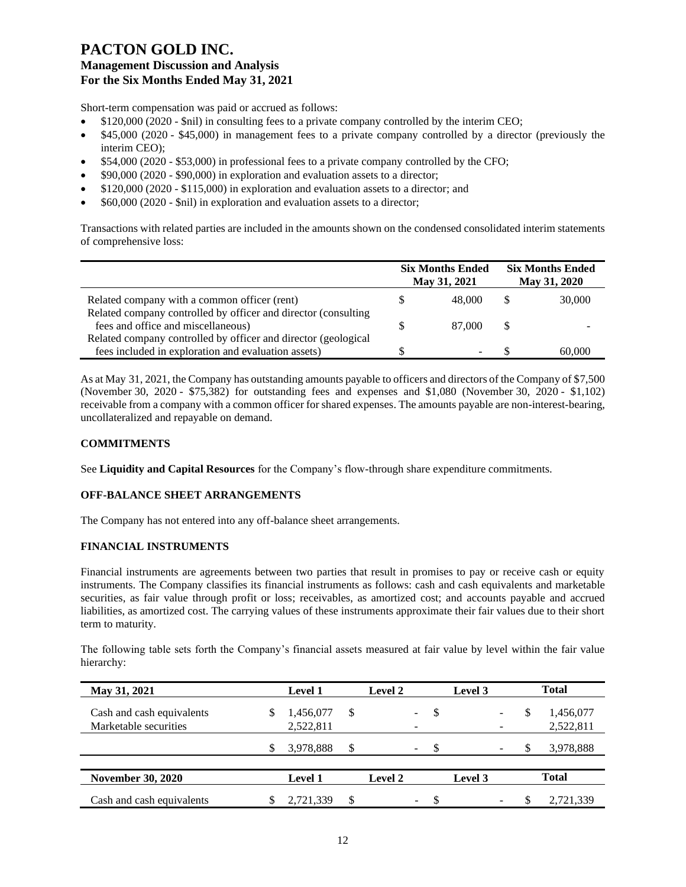Short-term compensation was paid or accrued as follows:

- $120,000 (2020 - $nil) in consulting fees to a private company controlled by the interim CEO;
- $45,000 (2020 - $45,000) in management fees to a private company controlled by a director (previously the interim CEO);
- $54,000 (2020 - $53,000) in professional fees to a private company controlled by the CFO;
- $90,000 (2020 - $90,000) in exploration and evaluation assets to a director;
- $120,000 (2020 - $115,000) in exploration and evaluation assets to a director; and
- $60,000 (2020 - $nil) in exploration and evaluation assets to a director;

Transactions with related parties are included in the amounts shown on the condensed consolidated interim statements of comprehensive loss:

| | Six Months Ended May 31, 2021 | Six Months Ended May 31, 2020 |
|---|---|---|
| Related company with a common officer (rent) | $ 48,000 | $ 30,000 |
| Related company controlled by officer and director (consulting fees and office and miscellaneous) | $ 87,000 | $ - |
| Related company controlled by officer and director (geological fees included in exploration and evaluation assets) | $ - | $ 60,000 |

As at May 31, 2021, the Company has outstanding amounts payable to officers and directors of the Company of $7,500 (November 30, 2020 - $75,382) for outstanding fees and expenses and $1,080 (November 30, 2020 - $1,102) receivable from a company with a common officer for shared expenses. The amounts payable are non-interest-bearing, uncollateralized and repayable on demand.

## COMMITMENTS

See **Liquidity and Capital Resources** for the Company's flow-through share expenditure commitments.

## OFF-BALANCE SHEET ARRANGEMENTS

The Company has not entered into any off-balance sheet arrangements.

## FINANCIAL INSTRUMENTS

Financial instruments are agreements between two parties that result in promises to pay or receive cash or equity instruments. The Company classifies its financial instruments as follows: cash and cash equivalents and marketable securities, as fair value through profit or loss; receivables, as amortized cost; and accounts payable and accrued liabilities, as amortized cost. The carrying values of these instruments approximate their fair values due to their short term to maturity.

The following table sets forth the Company's financial assets measured at fair value by level within the fair value hierarchy:

| May 31, 2021 | Level 1 | Level 2 | Level 3 | Total |
|---|---|---|---|---|
| Cash and cash equivalents | $ 1,456,077 | $ - | $ - | $ 1,456,077 |
| Marketable securities | 2,522,811 | - | - | 2,522,811 |
| | $ 3,978,888 | $ - | $ - | $ 3,978,888 |

| November 30, 2020 | Level 1 | Level 2 | Level 3 | Total |
|---|---|---|---|---|
| Cash and cash equivalents | $ 2,721,339 | $ - | $ - | $ 2,721,339 |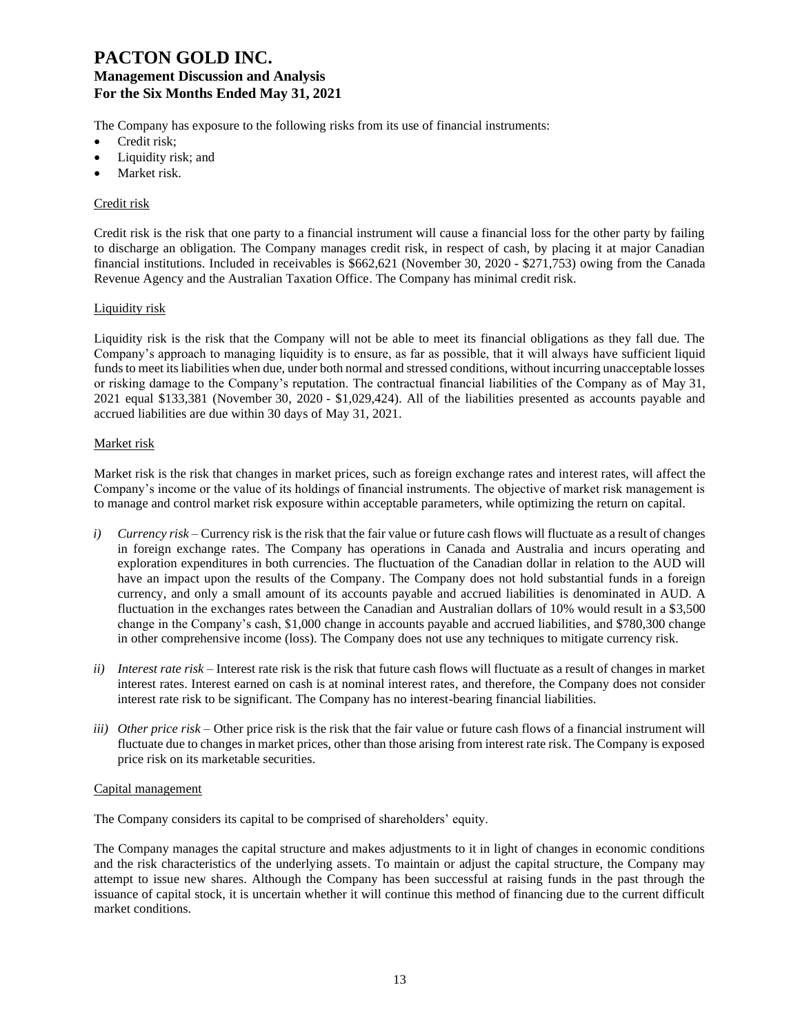The Company has exposure to the following risks from its use of financial instruments:

- Credit risk;
- Liquidity risk; and
- Market risk.

## Credit risk

Credit risk is the risk that one party to a financial instrument will cause a financial loss for the other party by failing to discharge an obligation. The Company manages credit risk, in respect of cash, by placing it at major Canadian financial institutions. Included in receivables is $662,621 (November 30, 2020 - $271,753) owing from the Canada Revenue Agency and the Australian Taxation Office. The Company has minimal credit risk.

## Liquidity risk

Liquidity risk is the risk that the Company will not be able to meet its financial obligations as they fall due. The Company's approach to managing liquidity is to ensure, as far as possible, that it will always have sufficient liquid funds to meet its liabilities when due, under both normal and stressed conditions, without incurring unacceptable losses or risking damage to the Company's reputation. The contractual financial liabilities of the Company as of May 31, 2021 equal $133,381 (November 30, 2020 - $1,029,424). All of the liabilities presented as accounts payable and accrued liabilities are due within 30 days of May 31, 2021.

## Market risk

Market risk is the risk that changes in market prices, such as foreign exchange rates and interest rates, will affect the Company's income or the value of its holdings of financial instruments. The objective of market risk management is to manage and control market risk exposure within acceptable parameters, while optimizing the return on capital.

*i) Currency risk* – Currency risk is the risk that the fair value or future cash flows will fluctuate as a result of changes in foreign exchange rates. The Company has operations in Canada and Australia and incurs operating and exploration expenditures in both currencies. The fluctuation of the Canadian dollar in relation to the AUD will have an impact upon the results of the Company. The Company does not hold substantial funds in a foreign currency, and only a small amount of its accounts payable and accrued liabilities is denominated in AUD. A fluctuation in the exchanges rates between the Canadian and Australian dollars of 10% would result in a $3,500 change in the Company's cash, $1,000 change in accounts payable and accrued liabilities, and $780,300 change in other comprehensive income (loss). The Company does not use any techniques to mitigate currency risk.

*ii) Interest rate risk* – Interest rate risk is the risk that future cash flows will fluctuate as a result of changes in market interest rates. Interest earned on cash is at nominal interest rates, and therefore, the Company does not consider interest rate risk to be significant. The Company has no interest-bearing financial liabilities.

*iii) Other price risk* – Other price risk is the risk that the fair value or future cash flows of a financial instrument will fluctuate due to changes in market prices, other than those arising from interest rate risk. The Company is exposed price risk on its marketable securities.

## Capital management

The Company considers its capital to be comprised of shareholders' equity.

The Company manages the capital structure and makes adjustments to it in light of changes in economic conditions and the risk characteristics of the underlying assets. To maintain or adjust the capital structure, the Company may attempt to issue new shares. Although the Company has been successful at raising funds in the past through the issuance of capital stock, it is uncertain whether it will continue this method of financing due to the current difficult market conditions.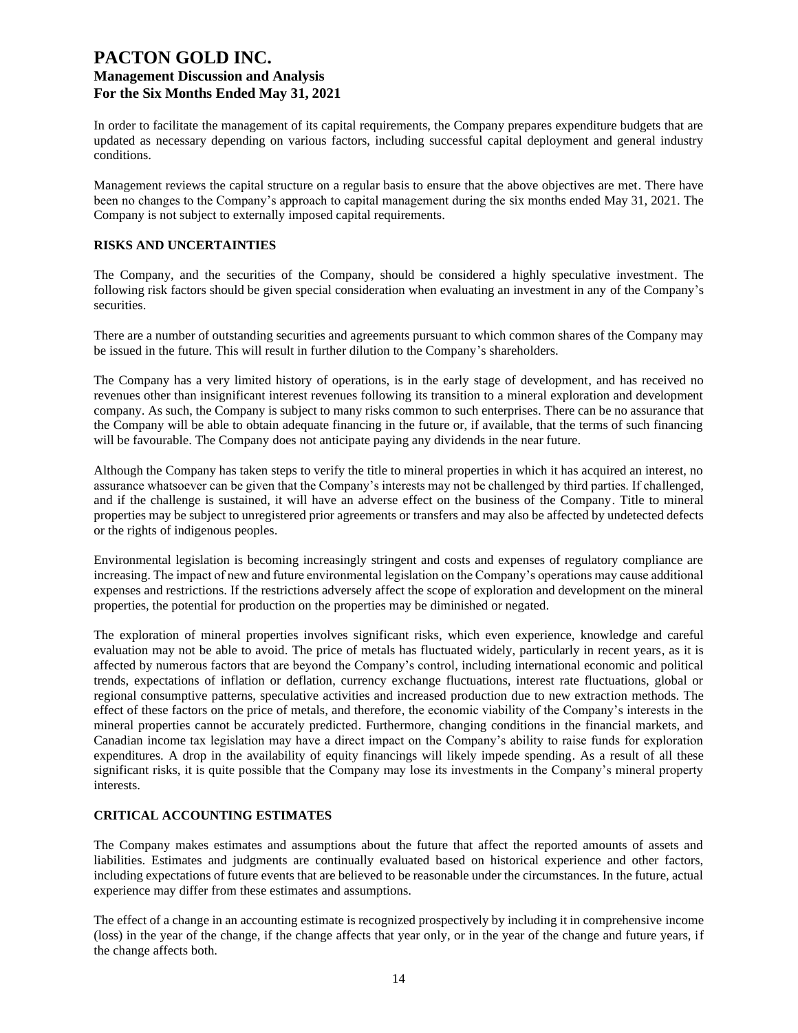In order to facilitate the management of its capital requirements, the Company prepares expenditure budgets that are updated as necessary depending on various factors, including successful capital deployment and general industry conditions.

Management reviews the capital structure on a regular basis to ensure that the above objectives are met. There have been no changes to the Company's approach to capital management during the six months ended May 31, 2021. The Company is not subject to externally imposed capital requirements.

## RISKS AND UNCERTAINTIES

The Company, and the securities of the Company, should be considered a highly speculative investment. The following risk factors should be given special consideration when evaluating an investment in any of the Company's securities.

There are a number of outstanding securities and agreements pursuant to which common shares of the Company may be issued in the future. This will result in further dilution to the Company's shareholders.

The Company has a very limited history of operations, is in the early stage of development, and has received no revenues other than insignificant interest revenues following its transition to a mineral exploration and development company. As such, the Company is subject to many risks common to such enterprises. There can be no assurance that the Company will be able to obtain adequate financing in the future or, if available, that the terms of such financing will be favourable. The Company does not anticipate paying any dividends in the near future.

Although the Company has taken steps to verify the title to mineral properties in which it has acquired an interest, no assurance whatsoever can be given that the Company's interests may not be challenged by third parties. If challenged, and if the challenge is sustained, it will have an adverse effect on the business of the Company. Title to mineral properties may be subject to unregistered prior agreements or transfers and may also be affected by undetected defects or the rights of indigenous peoples.

Environmental legislation is becoming increasingly stringent and costs and expenses of regulatory compliance are increasing. The impact of new and future environmental legislation on the Company's operations may cause additional expenses and restrictions. If the restrictions adversely affect the scope of exploration and development on the mineral properties, the potential for production on the properties may be diminished or negated.

The exploration of mineral properties involves significant risks, which even experience, knowledge and careful evaluation may not be able to avoid. The price of metals has fluctuated widely, particularly in recent years, as it is affected by numerous factors that are beyond the Company's control, including international economic and political trends, expectations of inflation or deflation, currency exchange fluctuations, interest rate fluctuations, global or regional consumptive patterns, speculative activities and increased production due to new extraction methods. The effect of these factors on the price of metals, and therefore, the economic viability of the Company's interests in the mineral properties cannot be accurately predicted. Furthermore, changing conditions in the financial markets, and Canadian income tax legislation may have a direct impact on the Company's ability to raise funds for exploration expenditures. A drop in the availability of equity financings will likely impede spending. As a result of all these significant risks, it is quite possible that the Company may lose its investments in the Company's mineral property interests.

## CRITICAL ACCOUNTING ESTIMATES

The Company makes estimates and assumptions about the future that affect the reported amounts of assets and liabilities. Estimates and judgments are continually evaluated based on historical experience and other factors, including expectations of future events that are believed to be reasonable under the circumstances. In the future, actual experience may differ from these estimates and assumptions.

The effect of a change in an accounting estimate is recognized prospectively by including it in comprehensive income (loss) in the year of the change, if the change affects that year only, or in the year of the change and future years, if the change affects both.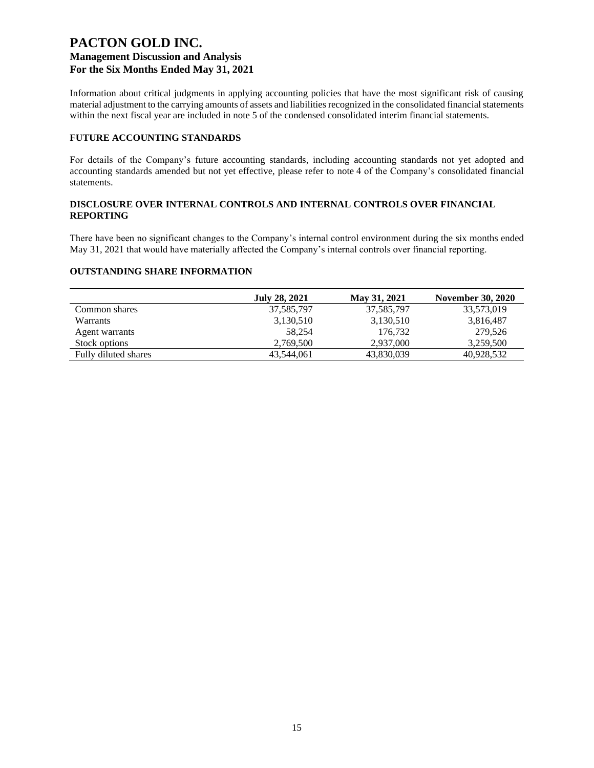Information about critical judgments in applying accounting policies that have the most significant risk of causing material adjustment to the carrying amounts of assets and liabilities recognized in the consolidated financial statements within the next fiscal year are included in note 5 of the condensed consolidated interim financial statements.

### FUTURE ACCOUNTING STANDARDS

For details of the Company's future accounting standards, including accounting standards not yet adopted and accounting standards amended but not yet effective, please refer to note 4 of the Company's consolidated financial statements.

### DISCLOSURE OVER INTERNAL CONTROLS AND INTERNAL CONTROLS OVER FINANCIAL REPORTING

There have been no significant changes to the Company's internal control environment during the six months ended May 31, 2021 that would have materially affected the Company's internal controls over financial reporting.

### OUTSTANDING SHARE INFORMATION

| | July 28, 2021 | May 31, 2021 | November 30, 2020 |
|---|---|---|---|
| Common shares | 37,585,797 | 37,585,797 | 33,573,019 |
| Warrants | 3,130,510 | 3,130,510 | 3,816,487 |
| Agent warrants | 58,254 | 176,732 | 279,526 |
| Stock options | 2,769,500 | 2,937,000 | 3,259,500 |
| Fully diluted shares | 43,544,061 | 43,830,039 | 40,928,532 |